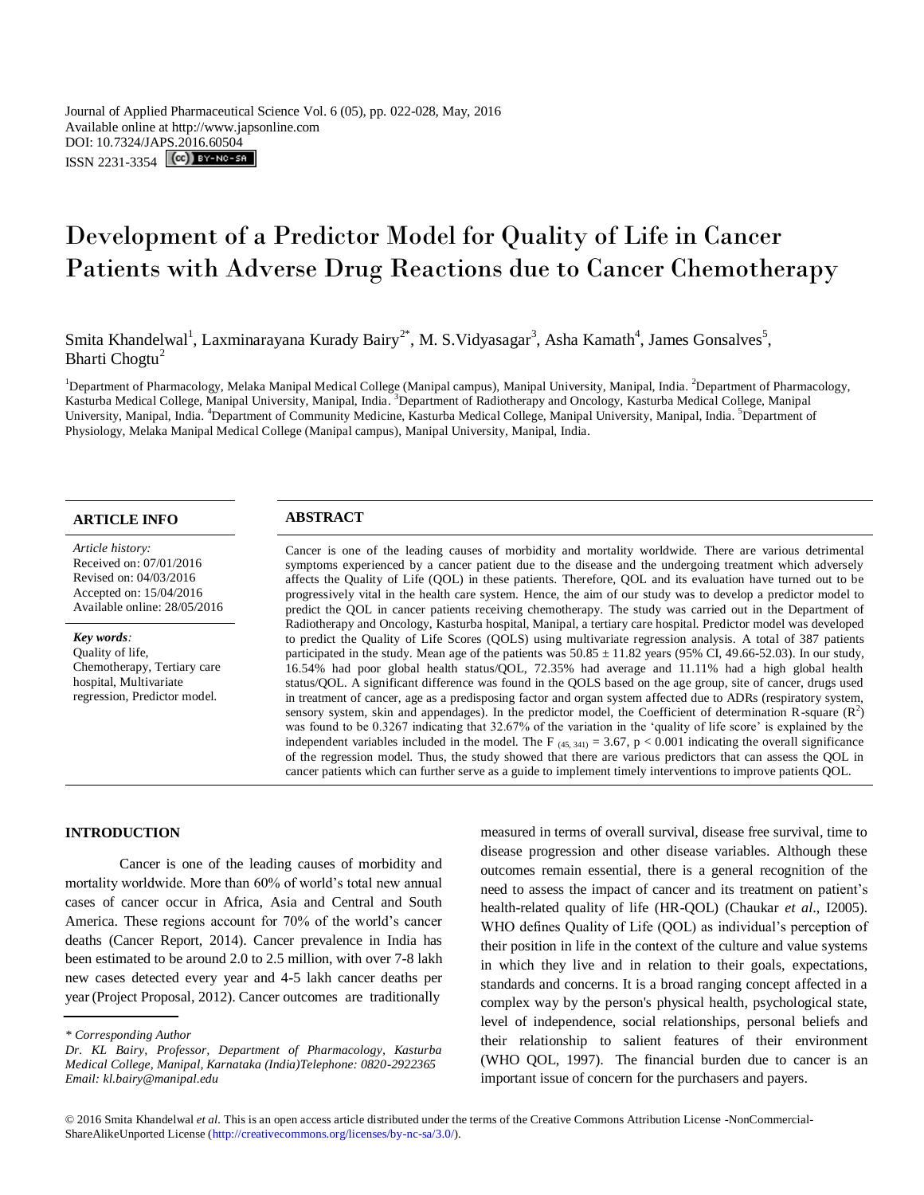Journal of Applied Pharmaceutical Science Vol. 6 (05), pp. 022-028, May, 2016
Available online at http://www.japsonline.com
DOI: 10.7324/JAPS.2016.60504
ISSN 2231-3354

# Development of a Predictor Model for Quality of Life in Cancer Patients with Adverse Drug Reactions due to Cancer Chemotherapy

Smita Khandelwal[1], Laxminarayana Kurady Bairy[2*], M. S.Vidyasagar[3], Asha Kamath[4], James Gonsalves[5], Bharti Chogtu[2]

[1]Department of Pharmacology, Melaka Manipal Medical College (Manipal campus), Manipal University, Manipal, India. [2]Department of Pharmacology, Kasturba Medical College, Manipal University, Manipal, India. [3]Department of Radiotherapy and Oncology, Kasturba Medical College, Manipal University, Manipal, India. [4]Department of Community Medicine, Kasturba Medical College, Manipal University, Manipal, India. [5]Department of Physiology, Melaka Manipal Medical College (Manipal campus), Manipal University, Manipal, India.

## ARTICLE INFO

*Article history:*
Received on: 07/01/2016
Revised on: 04/03/2016
Accepted on: 15/04/2016
Available online: 28/05/2016

*Key words:*
Quality of life, Chemotherapy, Tertiary care hospital, Multivariate regression, Predictor model.

## ABSTRACT

Cancer is one of the leading causes of morbidity and mortality worldwide. There are various detrimental symptoms experienced by a cancer patient due to the disease and the undergoing treatment which adversely affects the Quality of Life (QOL) in these patients. Therefore, QOL and its evaluation have turned out to be progressively vital in the health care system. Hence, the aim of our study was to develop a predictor model to predict the QOL in cancer patients receiving chemotherapy. The study was carried out in the Department of Radiotherapy and Oncology, Kasturba hospital, Manipal, a tertiary care hospital. Predictor model was developed to predict the Quality of Life Scores (QOLS) using multivariate regression analysis. A total of 387 patients participated in the study. Mean age of the patients was 50.85 ± 11.82 years (95% CI, 49.66-52.03). In our study, 16.54% had poor global health status/QOL, 72.35% had average and 11.11% had a high global health status/QOL. A significant difference was found in the QOLS based on the age group, site of cancer, drugs used in treatment of cancer, age as a predisposing factor and organ system affected due to ADRs (respiratory system, sensory system, skin and appendages). In the predictor model, the Coefficient of determination R-square ($R^2$) was found to be 0.3267 indicating that 32.67% of the variation in the 'quality of life score' is explained by the independent variables included in the model. The $F_{(45, 341)} = 3.67$, $p < 0.001$ indicating the overall significance of the regression model. Thus, the study showed that there are various predictors that can assess the QOL in cancer patients which can further serve as a guide to implement timely interventions to improve patients QOL.

## INTRODUCTION

Cancer is one of the leading causes of morbidity and mortality worldwide. More than 60% of world's total new annual cases of cancer occur in Africa, Asia and Central and South America. These regions account for 70% of the world's cancer deaths (Cancer Report, 2014). Cancer prevalence in India has been estimated to be around 2.0 to 2.5 million, with over 7-8 lakh new cases detected every year and 4-5 lakh cancer deaths per year (Project Proposal, 2012). Cancer outcomes are traditionally measured in terms of overall survival, disease free survival, time to disease progression and other disease variables. Although these outcomes remain essential, there is a general recognition of the need to assess the impact of cancer and its treatment on patient's health-related quality of life (HR-QOL) (Chaukar *et al*., I2005). WHO defines Quality of Life (QOL) as individual's perception of their position in life in the context of the culture and value systems in which they live and in relation to their goals, expectations, standards and concerns. It is a broad ranging concept affected in a complex way by the person's physical health, psychological state, level of independence, social relationships, personal beliefs and their relationship to salient features of their environment (WHO QOL, 1997). The financial burden due to cancer is an important issue of concern for the purchasers and payers.

\* *Corresponding Author*
*Dr. KL Bairy, Professor, Department of Pharmacology, Kasturba Medical College, Manipal, Karnataka (India)Telephone: 0820-2922365 Email: kl.bairy@manipal.edu*

© 2016 Smita Khandelwal *et al*. This is an open access article distributed under the terms of the Creative Commons Attribution License -NonCommercial-ShareAlikeUnported License (http://creativecommons.org/licenses/by-nc-sa/3.0/).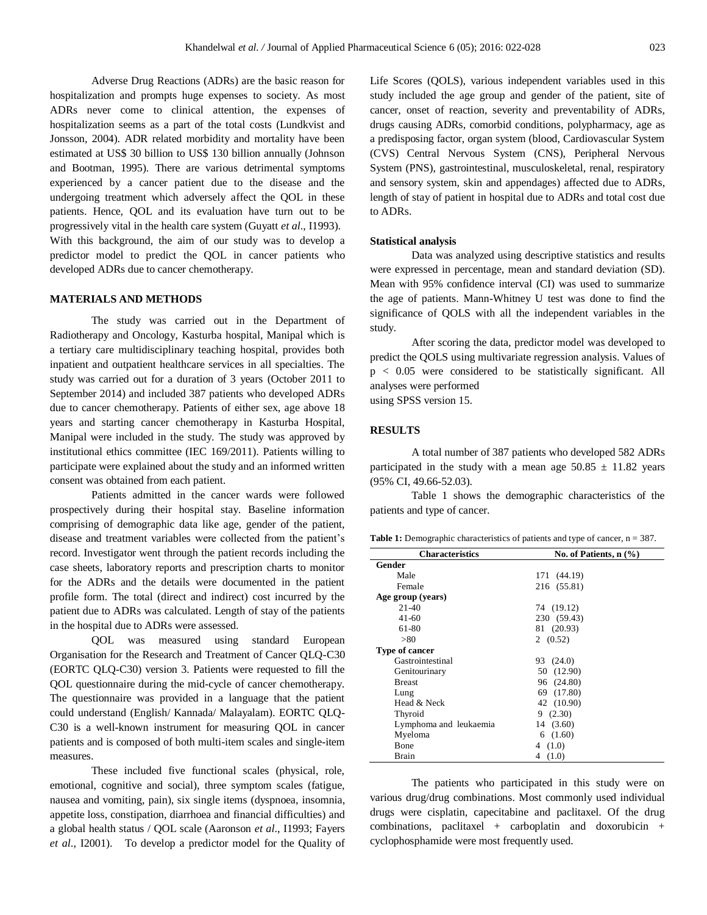Adverse Drug Reactions (ADRs) are the basic reason for hospitalization and prompts huge expenses to society. As most ADRs never come to clinical attention, the expenses of hospitalization seems as a part of the total costs (Lundkvist and Jonsson, 2004). ADR related morbidity and mortality have been estimated at US$ 30 billion to US$ 130 billion annually (Johnson and Bootman, 1995). There are various detrimental symptoms experienced by a cancer patient due to the disease and the undergoing treatment which adversely affect the QOL in these patients. Hence, QOL and its evaluation have turn out to be progressively vital in the health care system (Guyatt *et al*., I1993). With this background, the aim of our study was to develop a predictor model to predict the QOL in cancer patients who developed ADRs due to cancer chemotherapy.

## MATERIALS AND METHODS

The study was carried out in the Department of Radiotherapy and Oncology, Kasturba hospital, Manipal which is a tertiary care multidisciplinary teaching hospital, provides both inpatient and outpatient healthcare services in all specialties. The study was carried out for a duration of 3 years (October 2011 to September 2014) and included 387 patients who developed ADRs due to cancer chemotherapy. Patients of either sex, age above 18 years and starting cancer chemotherapy in Kasturba Hospital, Manipal were included in the study. The study was approved by institutional ethics committee (IEC 169/2011). Patients willing to participate were explained about the study and an informed written consent was obtained from each patient.

Patients admitted in the cancer wards were followed prospectively during their hospital stay. Baseline information comprising of demographic data like age, gender of the patient, disease and treatment variables were collected from the patient's record. Investigator went through the patient records including the case sheets, laboratory reports and prescription charts to monitor for the ADRs and the details were documented in the patient profile form. The total (direct and indirect) cost incurred by the patient due to ADRs was calculated. Length of stay of the patients in the hospital due to ADRs were assessed.

QOL was measured using standard European Organisation for the Research and Treatment of Cancer QLQ-C30 (EORTC QLQ-C30) version 3. Patients were requested to fill the QOL questionnaire during the mid-cycle of cancer chemotherapy. The questionnaire was provided in a language that the patient could understand (English/ Kannada/ Malayalam). EORTC QLQ-C30 is a well-known instrument for measuring QOL in cancer patients and is composed of both multi-item scales and single-item measures.

These included five functional scales (physical, role, emotional, cognitive and social), three symptom scales (fatigue, nausea and vomiting, pain), six single items (dyspnoea, insomnia, appetite loss, constipation, diarrhoea and financial difficulties) and a global health status / QOL scale (Aaronson *et al*., I1993; Fayers *et al*., I2001). To develop a predictor model for the Quality of Life Scores (QOLS), various independent variables used in this study included the age group and gender of the patient, site of cancer, onset of reaction, severity and preventability of ADRs, drugs causing ADRs, comorbid conditions, polypharmacy, age as a predisposing factor, organ system (blood, Cardiovascular System (CVS) Central Nervous System (CNS), Peripheral Nervous System (PNS), gastrointestinal, musculoskeletal, renal, respiratory and sensory system, skin and appendages) affected due to ADRs, length of stay of patient in hospital due to ADRs and total cost due to ADRs.

### Statistical analysis

Data was analyzed using descriptive statistics and results were expressed in percentage, mean and standard deviation (SD). Mean with 95% confidence interval (CI) was used to summarize the age of patients. Mann-Whitney U test was done to find the significance of QOLS with all the independent variables in the study.

After scoring the data, predictor model was developed to predict the QOLS using multivariate regression analysis. Values of $p < 0.05$ were considered to be statistically significant. All analyses were performed using SPSS version 15.

## RESULTS

A total number of 387 patients who developed 582 ADRs participated in the study with a mean age $50.85 \pm 11.82$ years (95% CI, 49.66-52.03).

Table 1 shows the demographic characteristics of the patients and type of cancer.

**Table 1:** Demographic characteristics of patients and type of cancer, n = 387.

| Characteristics | No. of Patients, n (%) |
|---|---|
| **Gender** | |
| Male | 171 (44.19) |
| Female | 216 (55.81) |
| **Age group (years)** | |
| 21-40 | 74 (19.12) |
| 41-60 | 230 (59.43) |
| 61-80 | 81 (20.93) |
| >80 | 2 (0.52) |
| **Type of cancer** | |
| Gastrointestinal | 93 (24.0) |
| Genitourinary | 50 (12.90) |
| Breast | 96 (24.80) |
| Lung | 69 (17.80) |
| Head & Neck | 42 (10.90) |
| Thyroid | 9 (2.30) |
| Lymphoma and leukaemia | 14 (3.60) |
| Myeloma | 6 (1.60) |
| Bone | 4 (1.0) |
| Brain | 4 (1.0) |

The patients who participated in this study were on various drug/drug combinations. Most commonly used individual drugs were cisplatin, capecitabine and paclitaxel. Of the drug combinations, paclitaxel + carboplatin and doxorubicin + cyclophosphamide were most frequently used.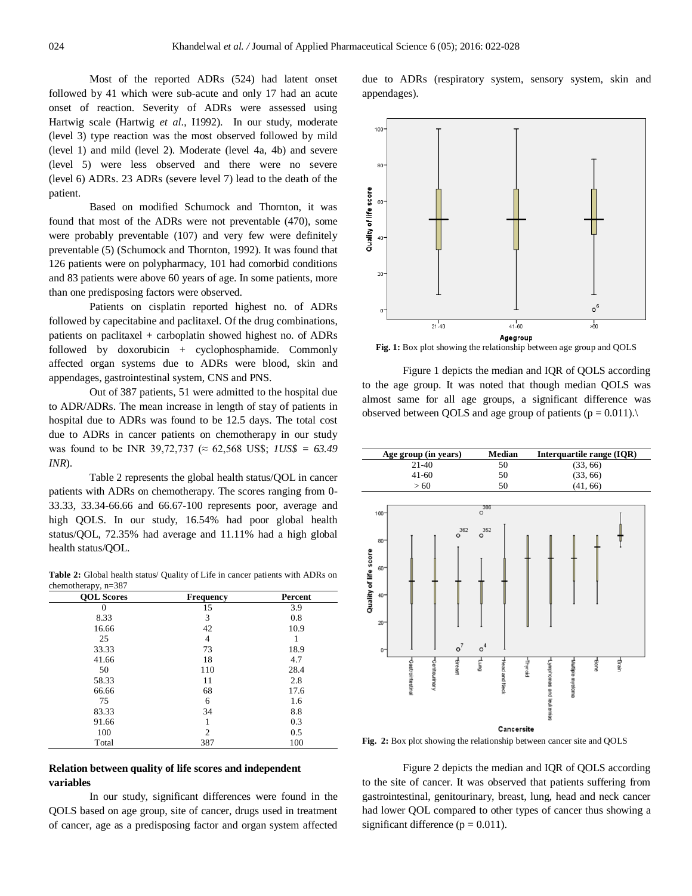Most of the reported ADRs (524) had latent onset followed by 41 which were sub-acute and only 17 had an acute onset of reaction. Severity of ADRs were assessed using Hartwig scale (Hartwig *et al*., I1992). In our study, moderate (level 3) type reaction was the most observed followed by mild (level 1) and mild (level 2). Moderate (level 4a, 4b) and severe (level 5) were less observed and there were no severe (level 6) ADRs. 23 ADRs (severe level 7) lead to the death of the patient.

Based on modified Schumock and Thornton, it was found that most of the ADRs were not preventable (470), some were probably preventable (107) and very few were definitely preventable (5) (Schumock and Thornton, 1992). It was found that 126 patients were on polypharmacy, 101 had comorbid conditions and 83 patients were above 60 years of age. In some patients, more than one predisposing factors were observed.

Patients on cisplatin reported highest no. of ADRs followed by capecitabine and paclitaxel. Of the drug combinations, patients on paclitaxel + carboplatin showed highest no. of ADRs followed by doxorubicin + cyclophosphamide. Commonly affected organ systems due to ADRs were blood, skin and appendages, gastrointestinal system, CNS and PNS.

Out of 387 patients, 51 were admitted to the hospital due to ADR/ADRs. The mean increase in length of stay of patients in hospital due to ADRs was found to be 12.5 days. The total cost due to ADRs in cancer patients on chemotherapy in our study was found to be INR 39,72,737 (≈ 62,568 US$; *1US$ = 63.49 INR*).

Table 2 represents the global health status/QOL in cancer patients with ADRs on chemotherapy. The scores ranging from 0-33.33, 33.34-66.66 and 66.67-100 represents poor, average and high QOLS. In our study, 16.54% had poor global health status/QOL, 72.35% had average and 11.11% had a high global health status/QOL.

**Table 2:** Global health status/ Quality of Life in cancer patients with ADRs on chemotherapy, n=387

| QOL Scores | Frequency | Percent |
|---|---|---|
| 0 | 15 | 3.9 |
| 8.33 | 3 | 0.8 |
| 16.66 | 42 | 10.9 |
| 25 | 4 | 1 |
| 33.33 | 73 | 18.9 |
| 41.66 | 18 | 4.7 |
| 50 | 110 | 28.4 |
| 58.33 | 11 | 2.8 |
| 66.66 | 68 | 17.6 |
| 75 | 6 | 1.6 |
| 83.33 | 34 | 8.8 |
| 91.66 | 1 | 0.3 |
| 100 | 2 | 0.5 |
| Total | 387 | 100 |

## Relation between quality of life scores and independent variables

In our study, significant differences were found in the QOLS based on age group, site of cancer, drugs used in treatment of cancer, age as a predisposing factor and organ system affected due to ADRs (respiratory system, sensory system, skin and appendages).

**Fig. 1:** Box plot showing the relationship between age group and QOLS

Figure 1 depicts the median and IQR of QOLS according to the age group. It was noted that though median QOLS was almost same for all age groups, a significant difference was observed between QOLS and age group of patients ($p = 0.011$).

| Age group (in years) | Median | Interquartile range (IQR) |
|---|---|---|
| 21-40 | 50 | (33, 66) |
| 41-60 | 50 | (33, 66) |
| > 60 | 50 | (41, 66) |

**Fig. 2:** Box plot showing the relationship between cancer site and QOLS

Figure 2 depicts the median and IQR of QOLS according to the site of cancer. It was observed that patients suffering from gastrointestinal, genitourinary, breast, lung, head and neck cancer had lower QOL compared to other types of cancer thus showing a significant difference ($p = 0.011$).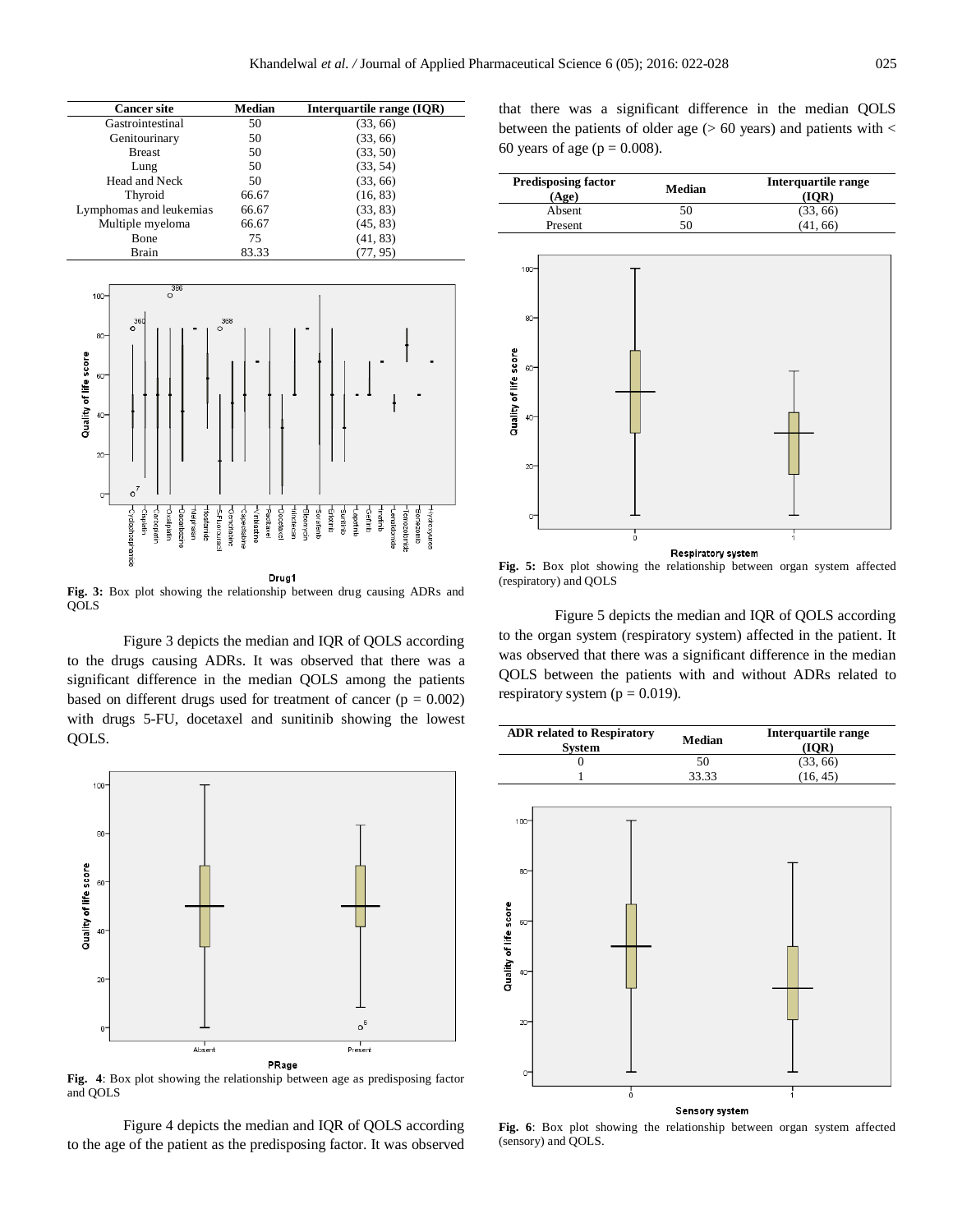| Cancer site | Median | Interquartile range (IQR) |
|---|---|---|
| Gastrointestinal | 50 | (33, 66) |
| Genitourinary | 50 | (33, 66) |
| Breast | 50 | (33, 50) |
| Lung | 50 | (33, 54) |
| Head and Neck | 50 | (33, 66) |
| Thyroid | 66.67 | (16, 83) |
| Lymphomas and leukemias | 66.67 | (33, 83) |
| Multiple myeloma | 66.67 | (45, 83) |
| Bone | 75 | (41, 83) |
| Brain | 83.33 | (77, 95) |

**Fig. 3:** Box plot showing the relationship between drug causing ADRs and QOLS

Figure 3 depicts the median and IQR of QOLS according to the drugs causing ADRs. It was observed that there was a significant difference in the median QOLS among the patients based on different drugs used for treatment of cancer ($p = 0.002$) with drugs 5-FU, docetaxel and sunitinib showing the lowest QOLS.

**Fig. 4**: Box plot showing the relationship between age as predisposing factor and QOLS

Figure 4 depicts the median and IQR of QOLS according to the age of the patient as the predisposing factor. It was observed that there was a significant difference in the median QOLS between the patients of older age (> 60 years) and patients with < 60 years of age ($p = 0.008$).

| Predisposing factor (Age) | Median | Interquartile range (IQR) |
|---|---|---|
| Absent | 50 | (33, 66) |
| Present | 50 | (41, 66) |

**Fig. 5:** Box plot showing the relationship between organ system affected (respiratory) and QOLS

Figure 5 depicts the median and IQR of QOLS according to the organ system (respiratory system) affected in the patient. It was observed that there was a significant difference in the median QOLS between the patients with and without ADRs related to respiratory system ($p = 0.019$).

| ADR related to Respiratory System | Median | Interquartile range (IQR) |
|---|---|---|
| 0 | 50 | (33, 66) |
| 1 | 33.33 | (16, 45) |

**Fig. 6**: Box plot showing the relationship between organ system affected (sensory) and QOLS.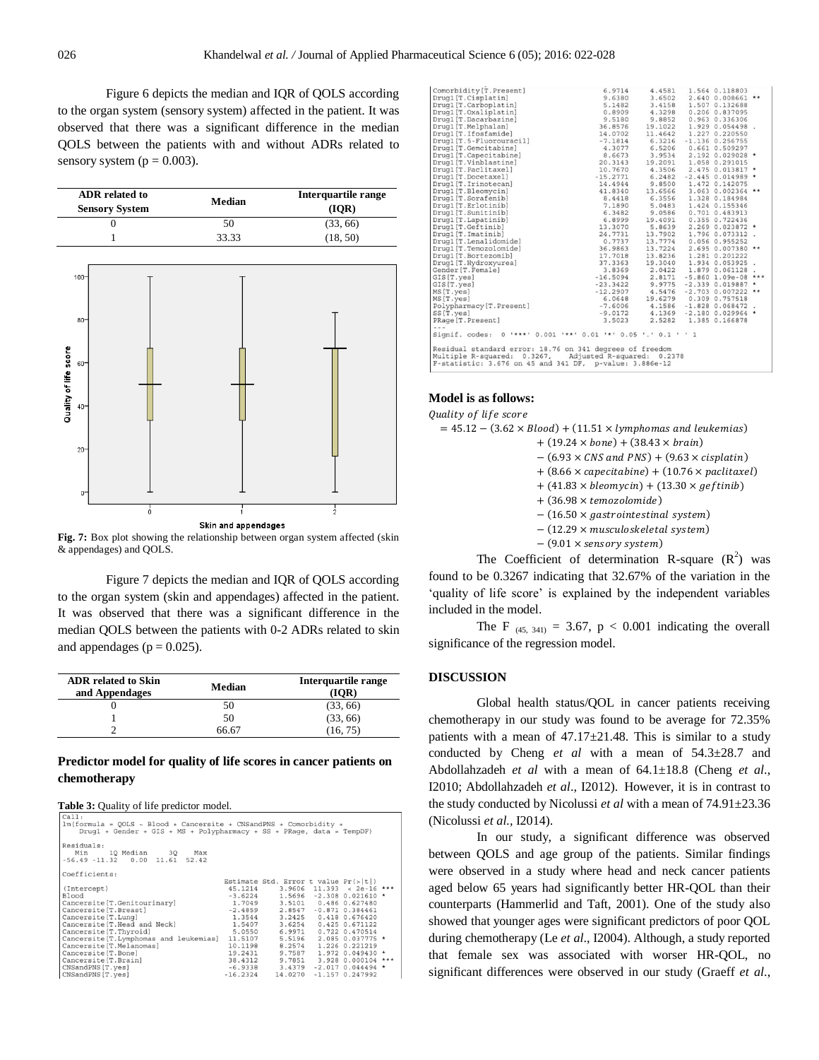Figure 6 depicts the median and IQR of QOLS according to the organ system (sensory system) affected in the patient. It was observed that there was a significant difference in the median QOLS between the patients with and without ADRs related to sensory system (p = 0.003).

| ADR related to Sensory System | Median | Interquartile range (IQR) |
|---|---|---|
| 0 | 50 | (33, 66) |
| 1 | 33.33 | (18, 50) |

**Fig. 7:** Box plot showing the relationship between organ system affected (skin & appendages) and QOLS.

Figure 7 depicts the median and IQR of QOLS according to the organ system (skin and appendages) affected in the patient. It was observed that there was a significant difference in the median QOLS between the patients with 0-2 ADRs related to skin and appendages (p = 0.025).

| ADR related to Skin and Appendages | Median | Interquartile range (IQR) |
|---|---|---|
| 0 | 50 | (33, 66) |
| 1 | 50 | (33, 66) |
| 2 | 66.67 | (16, 75) |

## Predictor model for quality of life scores in cancer patients on chemotherapy

**Table 3:** Quality of life predictor model.

```
Call:
lm(formula = QOLS ~ Blood + Cancersite + CNSandPNS + Comorbidity +
    Drug1 + Gender + GIS + MS + Polypharmacy + SS + PRage, data = TempDF)

Residuals:
   Min     1Q Median     3Q    Max
-56.49 -11.32   0.00  11.61  52.42

Coefficients:
                                      Estimate Std. Error t value Pr(>|t|)
(Intercept)                            45.1214     3.9606  11.393  < 2e-16 ***
Blood                                  -3.6224     1.5696  -2.308 0.021610 *
Cancersite[T.Genitourinary]             1.7049     3.5101   0.486 0.627480
Cancersite[T.Breast]                   -2.4859     2.8547  -0.871 0.384461
Cancersite[T.Lung]                      1.3544     3.2425   0.418 0.676420
Cancersite[T.Head and Neck]             1.5407     3.6254   0.425 0.671122
Cancersite[T.Thyroid]                   5.0550     6.9971   0.722 0.470514
Cancersite[T.Lymphomas and leukemias]  11.5107     5.5196   2.085 0.037775 *
Cancersite[T.Melanomas]                10.1198     8.2574   1.226 0.221219
Cancersite[T.Bone]                     19.2431     9.7587   1.972 0.049430 *
Cancersite[T.Brain]                    38.4312     9.7851   3.928 0.000104 ***
CNSandPNS[T.yes]                       -6.9338     3.4379  -2.017 0.044494 *
CNSandPNS[T.yes]                      -16.2324    14.0270  -1.157 0.247992
Comorbidity[T.Present]                  6.9714     4.4581   1.564 0.118803
Drug1[T.Cisplatin]                      9.6380     3.6502   2.640 0.008661 **
Drug1[T.Carboplatin]                    5.1482     3.4158   1.507 0.132688
Drug1[T.Oxaliplatin]                    0.8909     4.3298   0.206 0.837095
Drug1[T.Dacarbazine]                    9.5180     9.8852   0.963 0.336306
Drug1[T.Melphalan]                     36.8576    19.1022   1.929 0.054498 .
Drug1[T.Ifosfamide]                    14.0702    11.4642   1.227 0.220550
Drug1[T.5-Fluorouracil]                -7.1814     6.3216  -1.136 0.256755
Drug1[T.Gemcitabine]                    4.3077     6.5206   0.661 0.509297
Drug1[T.Capecitabine]                   8.6673     3.9534   2.192 0.029028 *
Drug1[T.Vinblastine]                   20.3143    19.2091   1.058 0.291015
Drug1[T.Paclitaxel]                    10.7670     4.3506   2.475 0.013817 *
Drug1[T.Docetaxel]                    -15.2771     6.2482  -2.445 0.014989 *
Drug1[T.Irinotecan]                    14.4944     9.8500   1.472 0.142075
Drug1[T.Bleomycin]                     41.8340    13.6566   3.063 0.002364 **
Drug1[T.Sorafenib]                      8.4418     6.3556   1.328 0.184984
Drug1[T.Erlotinib]                      7.1890     5.0483   1.424 0.155346
Drug1[T.Sunitinib]                      6.3482     9.0586   0.701 0.483913
Drug1[T.Lapatinib]                      6.8999    19.4091   0.355 0.722436
Drug1[T.Geftinib]                      13.3070     5.8639   2.269 0.023872 *
Drug1[T.Imatinib]                      24.7731    13.7902   1.796 0.073312 .
Drug1[T.Lenalidomide]                   0.7737    13.7774   0.056 0.955252
Drug1[T.Temozolomide]                  36.9863    13.7224   2.695 0.007380 **
Drug1[T.Bortezomib]                    17.7018    13.8236   1.281 0.201222
Drug1[T.Hydroxyurea]                   37.3363    19.3040   1.934 0.053925 .
Gender[T.Female]                        3.8369     2.0422   1.879 0.061128 .
GIS[T.yes]                            -16.5094     2.8171  -5.860 1.09e-08 ***
GIS[T.yes]                            -23.3422     9.9775  -2.339 0.019887 *
MS[T.yes]                             -12.2907     4.5476  -2.703 0.007222 **
MS[T.yes]                               6.0648    19.6279   0.309 0.757518
Polypharmacy[T.Present]                -7.6006     4.1586  -1.828 0.068472 .
SS[T.yes]                              -9.0172     4.1369  -2.180 0.029964 *
PRage[T.Present]                        3.5023     2.5282   1.385 0.166878
---
Signif. codes:  0 '***' 0.001 '**' 0.01 '*' 0.05 '.' 0.1 ' ' 1

Residual standard error: 18.76 on 341 degrees of freedom
Multiple R-squared:  0.3267,    Adjusted R-squared:  0.2378
F-statistic: 3.676 on 45 and 341 DF,  p-value: 3.886e-12
```

**Model is as follows:**

$$
\begin{aligned}
\textit{Quality of life score} &= 45.12 - (3.62 \times \textit{Blood}) + (11.51 \times \textit{lymphomas and leukemias}) \\
&+ (19.24 \times \textit{bone}) + (38.43 \times \textit{brain}) \\
&- (6.93 \times \textit{CNS and PNS}) + (9.63 \times \textit{cisplatin}) \\
&+ (8.66 \times \textit{capecitabine}) + (10.76 \times \textit{paclitaxel}) \\
&+ (41.83 \times \textit{bleomycin}) + (13.30 \times \textit{geftinib}) \\
&+ (36.98 \times \textit{temozolomide}) \\
&- (16.50 \times \textit{gastrointestinal system}) \\
&- (12.29 \times \textit{musculoskeletal system}) \\
&- (9.01 \times \textit{sensory system})
\end{aligned}
$$

The Coefficient of determination R-square ($R^2$) was found to be 0.3267 indicating that 32.67% of the variation in the 'quality of life score' is explained by the independent variables included in the model.

The $F_{(45, 341)} = 3.67$, $p < 0.001$ indicating the overall significance of the regression model.

## DISCUSSION

Global health status/QOL in cancer patients receiving chemotherapy in our study was found to be average for 72.35% patients with a mean of 47.17±21.48. This is similar to a study conducted by Cheng *et al* with a mean of 54.3±28.7 and Abdollahzadeh *et al* with a mean of 64.1±18.8 (Cheng *et al*., I2010; Abdollahzadeh *et al*., I2012). However, it is in contrast to the study conducted by Nicolussi *et al* with a mean of 74.91±23.36 (Nicolussi *et al.*, I2014).

In our study, a significant difference was observed between QOLS and age group of the patients. Similar findings were observed in a study where head and neck cancer patients aged below 65 years had significantly better HR-QOL than their counterparts (Hammerlid and Taft, 2001). One of the study also showed that younger ages were significant predictors of poor QOL during chemotherapy (Le *et al*., I2004). Although, a study reported that female sex was associated with worser HR-QOL, no significant differences were observed in our study (Graeff *et al*.,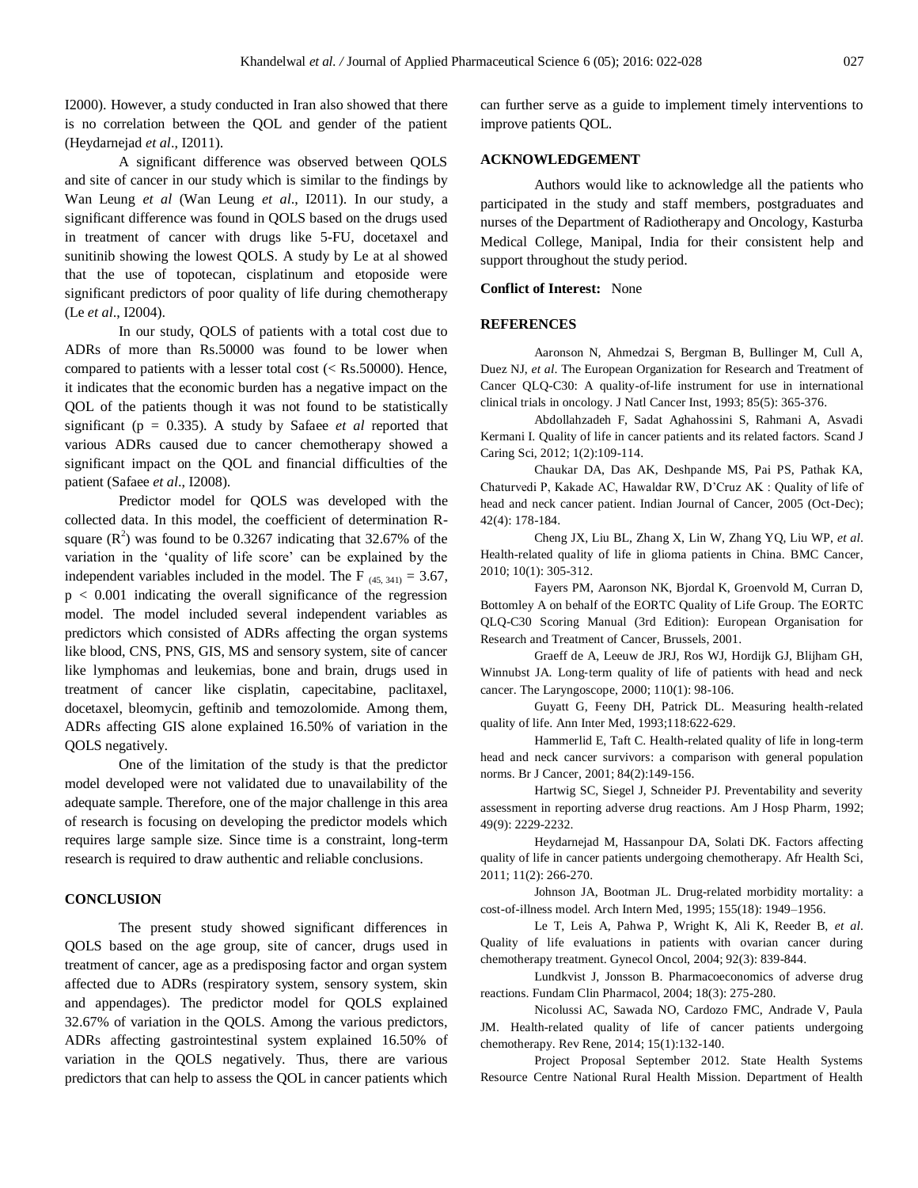I2000). However, a study conducted in Iran also showed that there is no correlation between the QOL and gender of the patient (Heydarnejad *et al*., I2011).

A significant difference was observed between QOLS and site of cancer in our study which is similar to the findings by Wan Leung *et al* (Wan Leung *et al*., I2011). In our study, a significant difference was found in QOLS based on the drugs used in treatment of cancer with drugs like 5-FU, docetaxel and sunitinib showing the lowest QOLS. A study by Le at al showed that the use of topotecan, cisplatinum and etoposide were significant predictors of poor quality of life during chemotherapy (Le *et al*., I2004).

In our study, QOLS of patients with a total cost due to ADRs of more than Rs.50000 was found to be lower when compared to patients with a lesser total cost (< Rs.50000). Hence, it indicates that the economic burden has a negative impact on the QOL of the patients though it was not found to be statistically significant ($p = 0.335$). A study by Safaee *et al* reported that various ADRs caused due to cancer chemotherapy showed a significant impact on the QOL and financial difficulties of the patient (Safaee *et al*., I2008).

Predictor model for QOLS was developed with the collected data. In this model, the coefficient of determination R-square ($R^2$) was found to be 0.3267 indicating that 32.67% of the variation in the 'quality of life score' can be explained by the independent variables included in the model. The $F_{(45, 341)} = 3.67$, $p < 0.001$ indicating the overall significance of the regression model. The model included several independent variables as predictors which consisted of ADRs affecting the organ systems like blood, CNS, PNS, GIS, MS and sensory system, site of cancer like lymphomas and leukemias, bone and brain, drugs used in treatment of cancer like cisplatin, capecitabine, paclitaxel, docetaxel, bleomycin, geftinib and temozolomide. Among them, ADRs affecting GIS alone explained 16.50% of variation in the QOLS negatively.

One of the limitation of the study is that the predictor model developed were not validated due to unavailability of the adequate sample. Therefore, one of the major challenge in this area of research is focusing on developing the predictor models which requires large sample size. Since time is a constraint, long-term research is required to draw authentic and reliable conclusions.

## CONCLUSION

The present study showed significant differences in QOLS based on the age group, site of cancer, drugs used in treatment of cancer, age as a predisposing factor and organ system affected due to ADRs (respiratory system, sensory system, skin and appendages). The predictor model for QOLS explained 32.67% of variation in the QOLS. Among the various predictors, ADRs affecting gastrointestinal system explained 16.50% of variation in the QOLS negatively. Thus, there are various predictors that can help to assess the QOL in cancer patients which can further serve as a guide to implement timely interventions to improve patients QOL.

## ACKNOWLEDGEMENT

Authors would like to acknowledge all the patients who participated in the study and staff members, postgraduates and nurses of the Department of Radiotherapy and Oncology, Kasturba Medical College, Manipal, India for their consistent help and support throughout the study period.

**Conflict of Interest:** None

## REFERENCES

Aaronson N, Ahmedzai S, Bergman B, Bullinger M, Cull A, Duez NJ, *et al*. The European Organization for Research and Treatment of Cancer QLQ-C30: A quality-of-life instrument for use in international clinical trials in oncology. J Natl Cancer Inst, 1993; 85(5): 365-376.

Abdollahzadeh F, Sadat Aghahossini S, Rahmani A, Asvadi Kermani I. Quality of life in cancer patients and its related factors. Scand J Caring Sci, 2012; 1(2):109-114.

Chaukar DA, Das AK, Deshpande MS, Pai PS, Pathak KA, Chaturvedi P, Kakade AC, Hawaldar RW, D'Cruz AK : Quality of life of head and neck cancer patient. Indian Journal of Cancer, 2005 (Oct-Dec); 42(4): 178-184.

Cheng JX, Liu BL, Zhang X, Lin W, Zhang YQ, Liu WP, *et al*. Health-related quality of life in glioma patients in China. BMC Cancer, 2010; 10(1): 305-312.

Fayers PM, Aaronson NK, Bjordal K, Groenvold M, Curran D, Bottomley A on behalf of the EORTC Quality of Life Group. The EORTC QLQ-C30 Scoring Manual (3rd Edition): European Organisation for Research and Treatment of Cancer, Brussels, 2001.

Graeff de A, Leeuw de JRJ, Ros WJ, Hordijk GJ, Blijham GH, Winnubst JA. Long-term quality of life of patients with head and neck cancer. The Laryngoscope, 2000; 110(1): 98-106.

Guyatt G, Feeny DH, Patrick DL. Measuring health-related quality of life. Ann Inter Med, 1993;118:622-629.

Hammerlid E, Taft C. Health-related quality of life in long-term head and neck cancer survivors: a comparison with general population norms. Br J Cancer, 2001; 84(2):149-156.

Hartwig SC, Siegel J, Schneider PJ. Preventability and severity assessment in reporting adverse drug reactions. Am J Hosp Pharm, 1992; 49(9): 2229-2232.

Heydarnejad M, Hassanpour DA, Solati DK. Factors affecting quality of life in cancer patients undergoing chemotherapy. Afr Health Sci, 2011; 11(2): 266-270.

Johnson JA, Bootman JL. Drug-related morbidity mortality: a cost-of-illness model. Arch Intern Med, 1995; 155(18): 1949–1956.

Le T, Leis A, Pahwa P, Wright K, Ali K, Reeder B, *et al*. Quality of life evaluations in patients with ovarian cancer during chemotherapy treatment. Gynecol Oncol, 2004; 92(3): 839-844.

Lundkvist J, Jonsson B. Pharmacoeconomics of adverse drug reactions. Fundam Clin Pharmacol, 2004; 18(3): 275-280.

Nicolussi AC, Sawada NO, Cardozo FMC, Andrade V, Paula JM. Health-related quality of life of cancer patients undergoing chemotherapy. Rev Rene, 2014; 15(1):132-140.

Project Proposal September 2012. State Health Systems Resource Centre National Rural Health Mission. Department of Health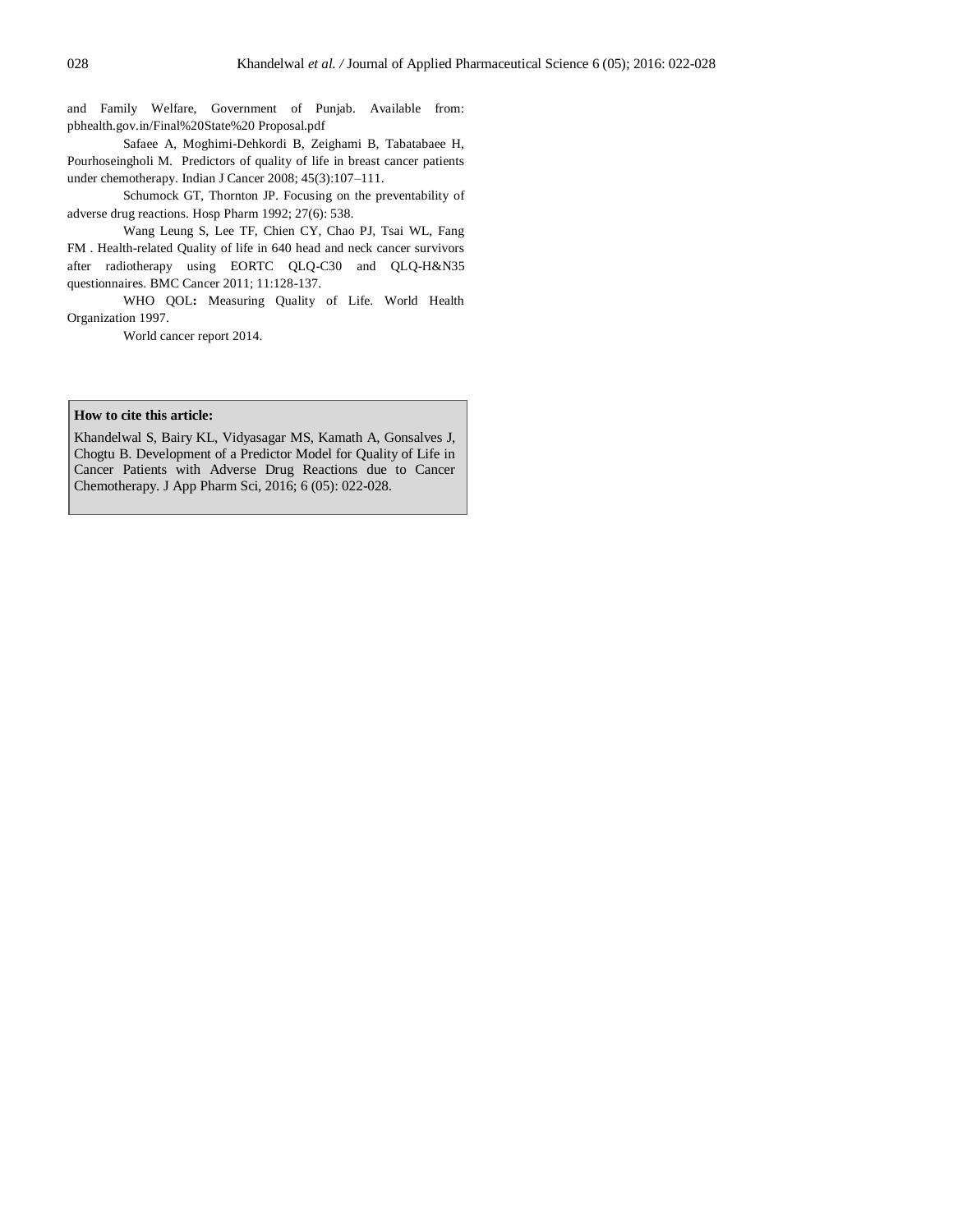and Family Welfare, Government of Punjab. Available from: pbhealth.gov.in/Final%20State%20 Proposal.pdf

Safaee A, Moghimi-Dehkordi B, Zeighami B, Tabatabaee H, Pourhoseingholi M. Predictors of quality of life in breast cancer patients under chemotherapy. Indian J Cancer 2008; 45(3):107–111.

Schumock GT, Thornton JP. Focusing on the preventability of adverse drug reactions. Hosp Pharm 1992; 27(6): 538.

Wang Leung S, Lee TF, Chien CY, Chao PJ, Tsai WL, Fang FM . Health-related Quality of life in 640 head and neck cancer survivors after radiotherapy using EORTC QLQ-C30 and QLQ-H&N35 questionnaires. BMC Cancer 2011; 11:128-137.

WHO QOL**:** Measuring Quality of Life. World Health Organization 1997.

World cancer report 2014.

**How to cite this article:**

Khandelwal S, Bairy KL, Vidyasagar MS, Kamath A, Gonsalves J, Chogtu B. Development of a Predictor Model for Quality of Life in Cancer Patients with Adverse Drug Reactions due to Cancer Chemotherapy. J App Pharm Sci, 2016; 6 (05): 022-028.